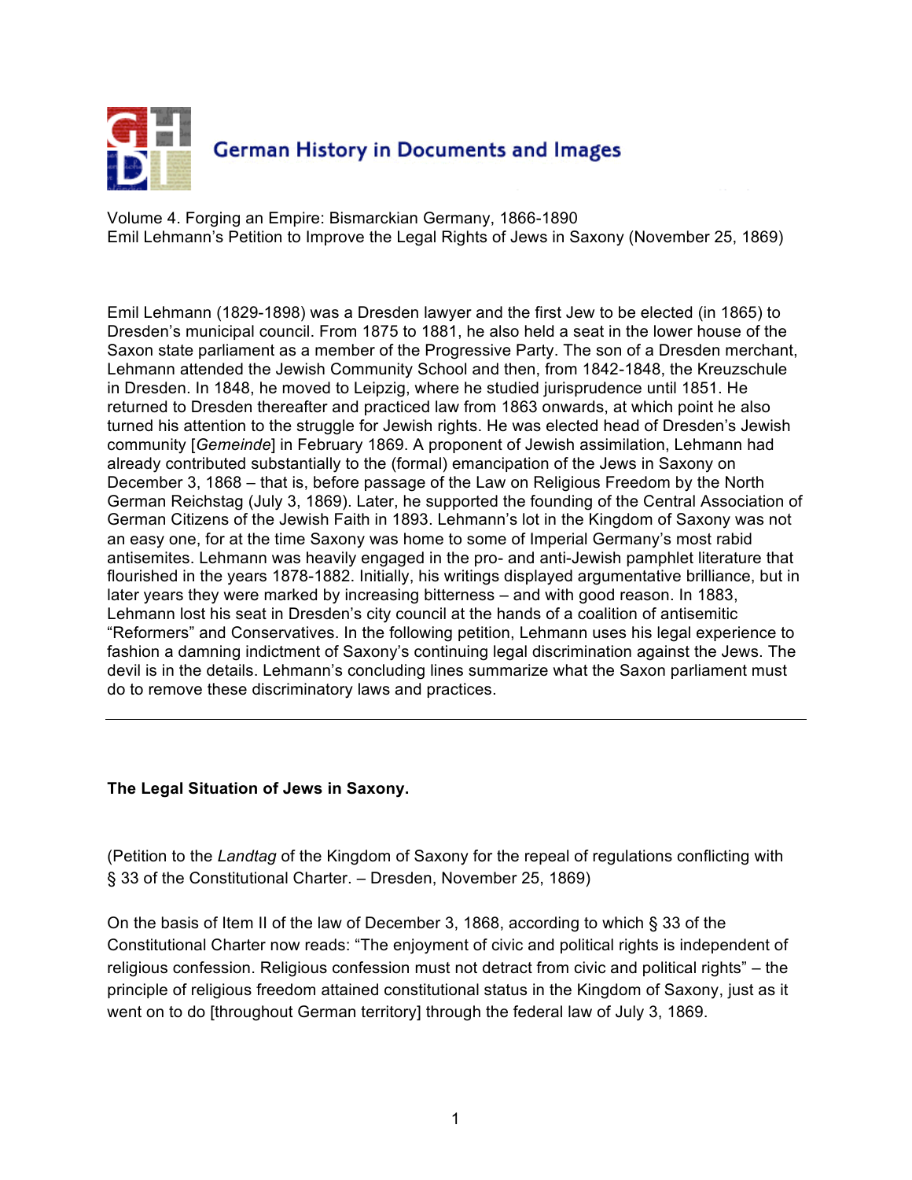German History in Documents and Images

Volume 4. Forging an Empire: Bismarckian Germany, 1866-1890
Emil Lehmann's Petition to Improve the Legal Rights of Jews in Saxony (November 25, 1869)

Emil Lehmann (1829-1898) was a Dresden lawyer and the first Jew to be elected (in 1865) to Dresden's municipal council. From 1875 to 1881, he also held a seat in the lower house of the Saxon state parliament as a member of the Progressive Party. The son of a Dresden merchant, Lehmann attended the Jewish Community School and then, from 1842-1848, the Kreuzschule in Dresden. In 1848, he moved to Leipzig, where he studied jurisprudence until 1851. He returned to Dresden thereafter and practiced law from 1863 onwards, at which point he also turned his attention to the struggle for Jewish rights. He was elected head of Dresden's Jewish community [*Gemeinde*] in February 1869. A proponent of Jewish assimilation, Lehmann had already contributed substantially to the (formal) emancipation of the Jews in Saxony on December 3, 1868 – that is, before passage of the Law on Religious Freedom by the North German Reichstag (July 3, 1869). Later, he supported the founding of the Central Association of German Citizens of the Jewish Faith in 1893. Lehmann's lot in the Kingdom of Saxony was not an easy one, for at the time Saxony was home to some of Imperial Germany's most rabid antisemites. Lehmann was heavily engaged in the pro- and anti-Jewish pamphlet literature that flourished in the years 1878-1882. Initially, his writings displayed argumentative brilliance, but in later years they were marked by increasing bitterness – and with good reason. In 1883, Lehmann lost his seat in Dresden's city council at the hands of a coalition of antisemitic "Reformers" and Conservatives. In the following petition, Lehmann uses his legal experience to fashion a damning indictment of Saxony's continuing legal discrimination against the Jews. The devil is in the details. Lehmann's concluding lines summarize what the Saxon parliament must do to remove these discriminatory laws and practices.

---

**The Legal Situation of Jews in Saxony.**

(Petition to the *Landtag* of the Kingdom of Saxony for the repeal of regulations conflicting with § 33 of the Constitutional Charter. – Dresden, November 25, 1869)

On the basis of Item II of the law of December 3, 1868, according to which § 33 of the Constitutional Charter now reads: "The enjoyment of civic and political rights is independent of religious confession. Religious confession must not detract from civic and political rights" – the principle of religious freedom attained constitutional status in the Kingdom of Saxony, just as it went on to do [throughout German territory] through the federal law of July 3, 1869.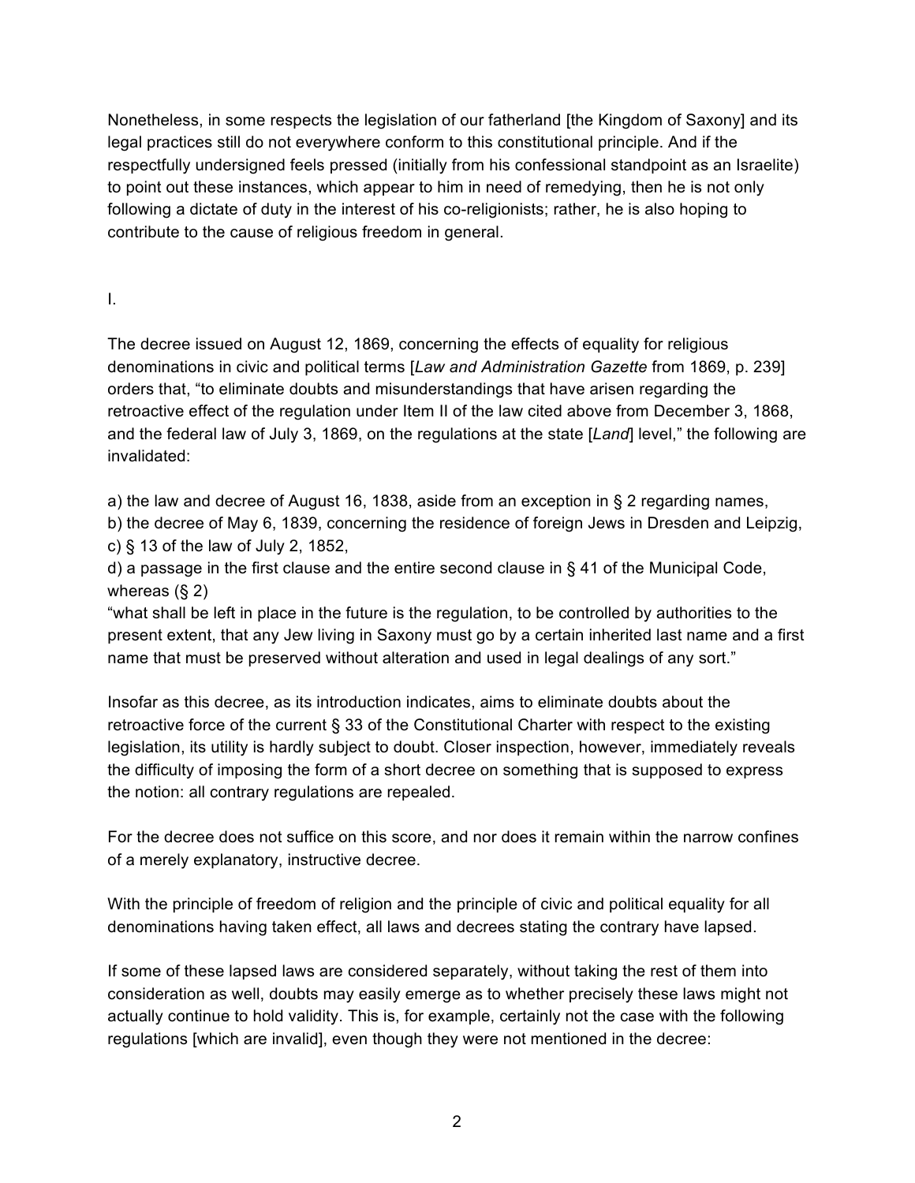Nonetheless, in some respects the legislation of our fatherland [the Kingdom of Saxony] and its legal practices still do not everywhere conform to this constitutional principle. And if the respectfully undersigned feels pressed (initially from his confessional standpoint as an Israelite) to point out these instances, which appear to him in need of remedying, then he is not only following a dictate of duty in the interest of his co-religionists; rather, he is also hoping to contribute to the cause of religious freedom in general.

I.

The decree issued on August 12, 1869, concerning the effects of equality for religious denominations in civic and political terms [*Law and Administration Gazette* from 1869, p. 239] orders that, "to eliminate doubts and misunderstandings that have arisen regarding the retroactive effect of the regulation under Item II of the law cited above from December 3, 1868, and the federal law of July 3, 1869, on the regulations at the state [*Land*] level," the following are invalidated:

a) the law and decree of August 16, 1838, aside from an exception in § 2 regarding names,
b) the decree of May 6, 1839, concerning the residence of foreign Jews in Dresden and Leipzig,
c) § 13 of the law of July 2, 1852,
d) a passage in the first clause and the entire second clause in § 41 of the Municipal Code, whereas (§ 2)
"what shall be left in place in the future is the regulation, to be controlled by authorities to the present extent, that any Jew living in Saxony must go by a certain inherited last name and a first name that must be preserved without alteration and used in legal dealings of any sort."

Insofar as this decree, as its introduction indicates, aims to eliminate doubts about the retroactive force of the current § 33 of the Constitutional Charter with respect to the existing legislation, its utility is hardly subject to doubt. Closer inspection, however, immediately reveals the difficulty of imposing the form of a short decree on something that is supposed to express the notion: all contrary regulations are repealed.

For the decree does not suffice on this score, and nor does it remain within the narrow confines of a merely explanatory, instructive decree.

With the principle of freedom of religion and the principle of civic and political equality for all denominations having taken effect, all laws and decrees stating the contrary have lapsed.

If some of these lapsed laws are considered separately, without taking the rest of them into consideration as well, doubts may easily emerge as to whether precisely these laws might not actually continue to hold validity. This is, for example, certainly not the case with the following regulations [which are invalid], even though they were not mentioned in the decree: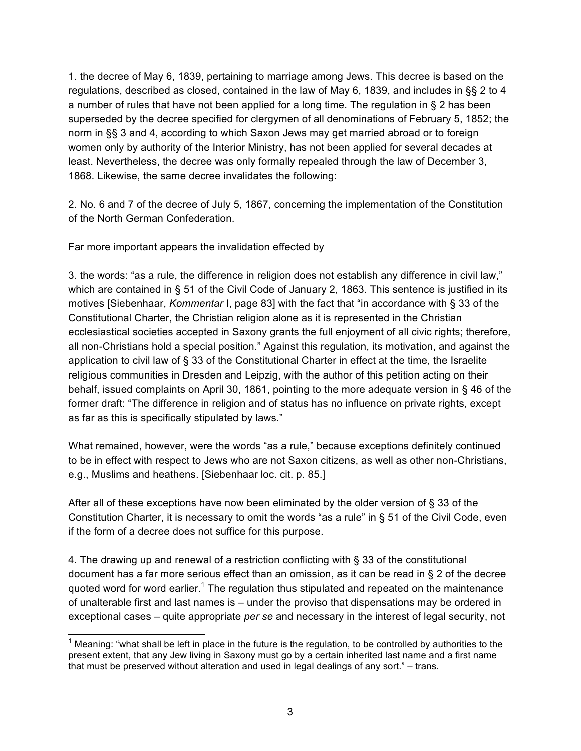1. the decree of May 6, 1839, pertaining to marriage among Jews. This decree is based on the regulations, described as closed, contained in the law of May 6, 1839, and includes in §§ 2 to 4 a number of rules that have not been applied for a long time. The regulation in § 2 has been superseded by the decree specified for clergymen of all denominations of February 5, 1852; the norm in §§ 3 and 4, according to which Saxon Jews may get married abroad or to foreign women only by authority of the Interior Ministry, has not been applied for several decades at least. Nevertheless, the decree was only formally repealed through the law of December 3, 1868. Likewise, the same decree invalidates the following:

2. No. 6 and 7 of the decree of July 5, 1867, concerning the implementation of the Constitution of the North German Confederation.

Far more important appears the invalidation effected by

3. the words: "as a rule, the difference in religion does not establish any difference in civil law," which are contained in § 51 of the Civil Code of January 2, 1863. This sentence is justified in its motives [Siebenhaar, *Kommentar* I, page 83] with the fact that "in accordance with § 33 of the Constitutional Charter, the Christian religion alone as it is represented in the Christian ecclesiastical societies accepted in Saxony grants the full enjoyment of all civic rights; therefore, all non-Christians hold a special position." Against this regulation, its motivation, and against the application to civil law of § 33 of the Constitutional Charter in effect at the time, the Israelite religious communities in Dresden and Leipzig, with the author of this petition acting on their behalf, issued complaints on April 30, 1861, pointing to the more adequate version in § 46 of the former draft: "The difference in religion and of status has no influence on private rights, except as far as this is specifically stipulated by laws."

What remained, however, were the words "as a rule," because exceptions definitely continued to be in effect with respect to Jews who are not Saxon citizens, as well as other non-Christians, e.g., Muslims and heathens. [Siebenhaar loc. cit. p. 85.]

After all of these exceptions have now been eliminated by the older version of § 33 of the Constitution Charter, it is necessary to omit the words "as a rule" in § 51 of the Civil Code, even if the form of a decree does not suffice for this purpose.

4. The drawing up and renewal of a restriction conflicting with § 33 of the constitutional document has a far more serious effect than an omission, as it can be read in § 2 of the decree quoted word for word earlier.[1] The regulation thus stipulated and repeated on the maintenance of unalterable first and last names is – under the proviso that dispensations may be ordered in exceptional cases – quite appropriate *per se* and necessary in the interest of legal security, not

[1] Meaning: "what shall be left in place in the future is the regulation, to be controlled by authorities to the present extent, that any Jew living in Saxony must go by a certain inherited last name and a first name that must be preserved without alteration and used in legal dealings of any sort." – trans.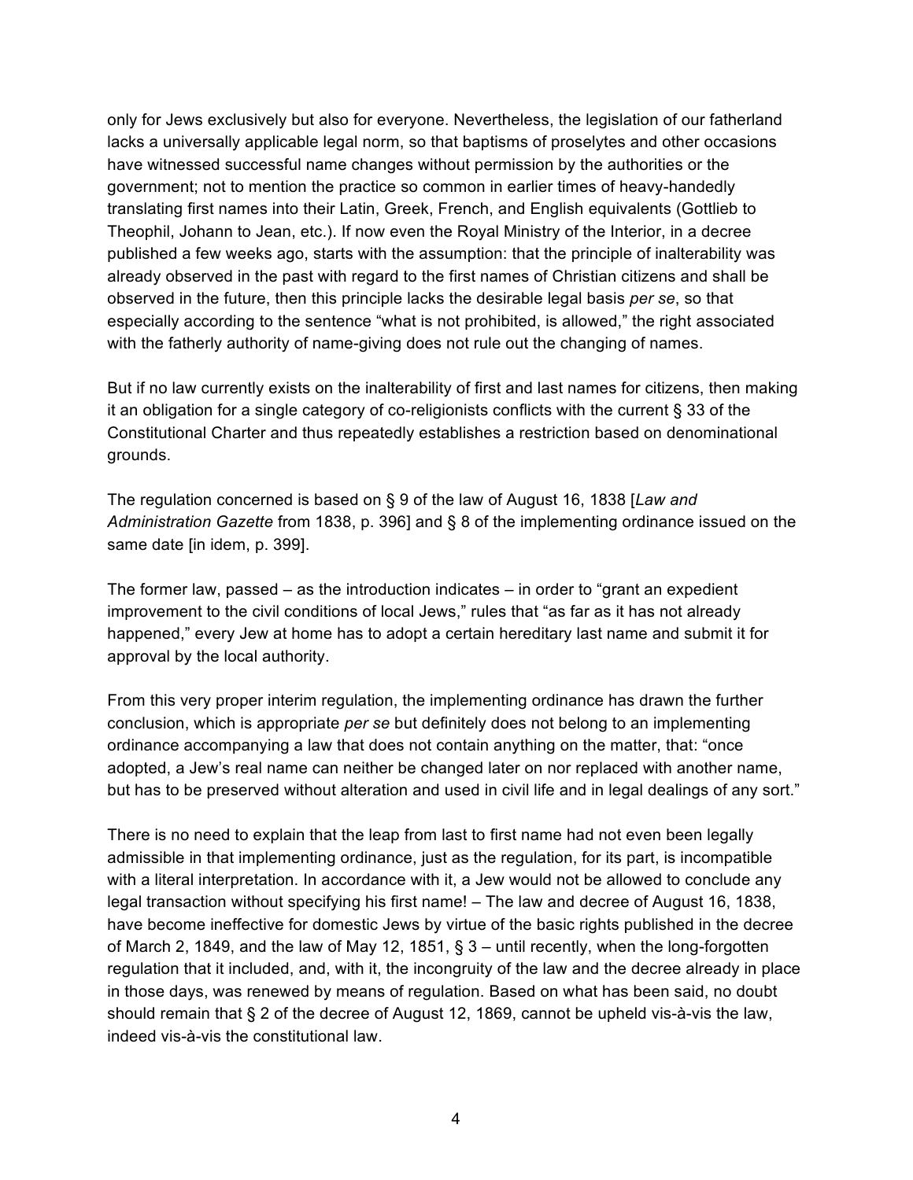only for Jews exclusively but also for everyone. Nevertheless, the legislation of our fatherland lacks a universally applicable legal norm, so that baptisms of proselytes and other occasions have witnessed successful name changes without permission by the authorities or the government; not to mention the practice so common in earlier times of heavy-handedly translating first names into their Latin, Greek, French, and English equivalents (Gottlieb to Theophil, Johann to Jean, etc.). If now even the Royal Ministry of the Interior, in a decree published a few weeks ago, starts with the assumption: that the principle of inalterability was already observed in the past with regard to the first names of Christian citizens and shall be observed in the future, then this principle lacks the desirable legal basis *per se*, so that especially according to the sentence "what is not prohibited, is allowed," the right associated with the fatherly authority of name-giving does not rule out the changing of names.

But if no law currently exists on the inalterability of first and last names for citizens, then making it an obligation for a single category of co-religionists conflicts with the current § 33 of the Constitutional Charter and thus repeatedly establishes a restriction based on denominational grounds.

The regulation concerned is based on § 9 of the law of August 16, 1838 [*Law and Administration Gazette* from 1838, p. 396] and § 8 of the implementing ordinance issued on the same date [in idem, p. 399].

The former law, passed – as the introduction indicates – in order to "grant an expedient improvement to the civil conditions of local Jews," rules that "as far as it has not already happened," every Jew at home has to adopt a certain hereditary last name and submit it for approval by the local authority.

From this very proper interim regulation, the implementing ordinance has drawn the further conclusion, which is appropriate *per se* but definitely does not belong to an implementing ordinance accompanying a law that does not contain anything on the matter, that: "once adopted, a Jew's real name can neither be changed later on nor replaced with another name, but has to be preserved without alteration and used in civil life and in legal dealings of any sort."

There is no need to explain that the leap from last to first name had not even been legally admissible in that implementing ordinance, just as the regulation, for its part, is incompatible with a literal interpretation. In accordance with it, a Jew would not be allowed to conclude any legal transaction without specifying his first name! – The law and decree of August 16, 1838, have become ineffective for domestic Jews by virtue of the basic rights published in the decree of March 2, 1849, and the law of May 12, 1851, § 3 – until recently, when the long-forgotten regulation that it included, and, with it, the incongruity of the law and the decree already in place in those days, was renewed by means of regulation. Based on what has been said, no doubt should remain that § 2 of the decree of August 12, 1869, cannot be upheld vis-à-vis the law, indeed vis-à-vis the constitutional law.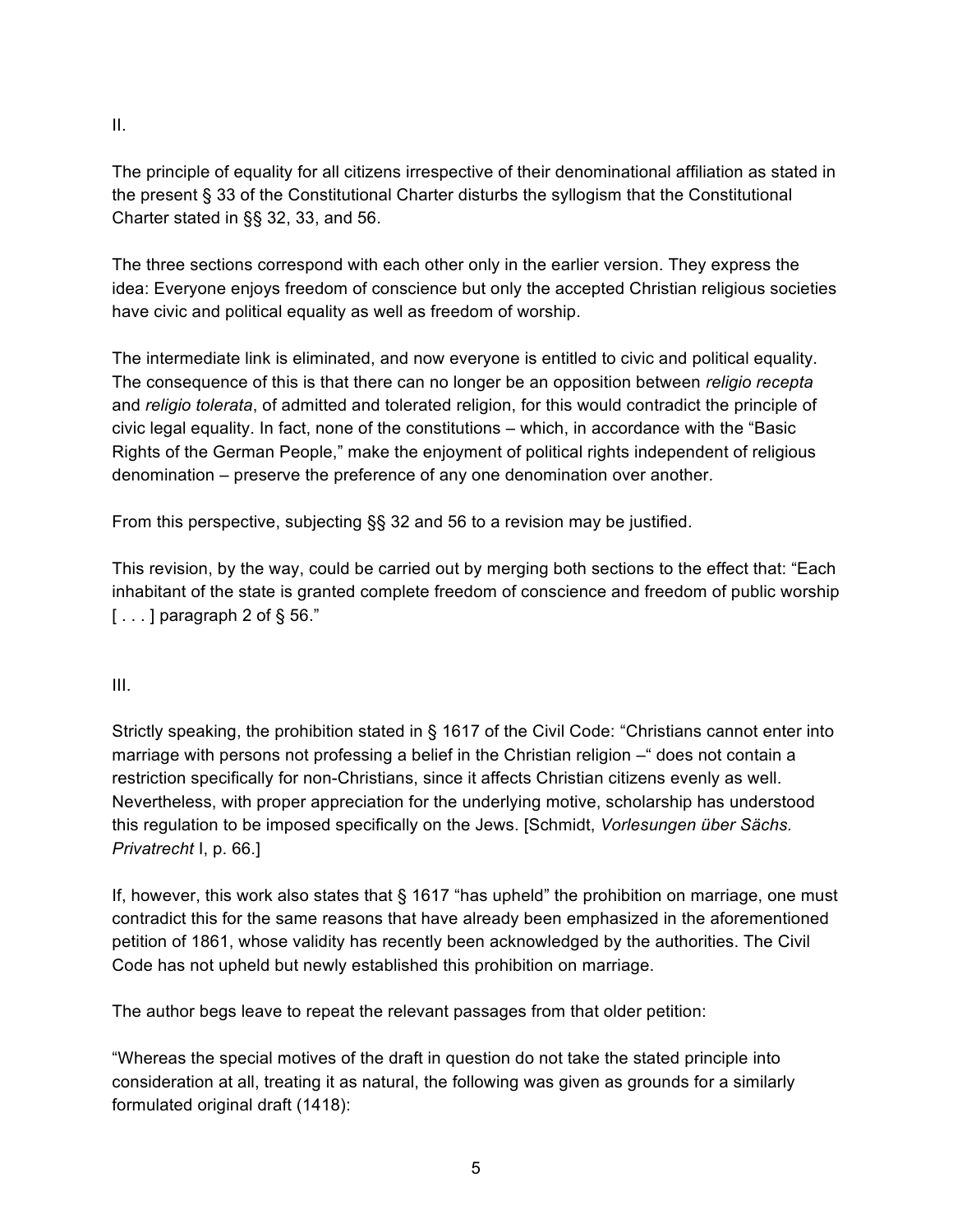II.

The principle of equality for all citizens irrespective of their denominational affiliation as stated in the present § 33 of the Constitutional Charter disturbs the syllogism that the Constitutional Charter stated in §§ 32, 33, and 56.

The three sections correspond with each other only in the earlier version. They express the idea: Everyone enjoys freedom of conscience but only the accepted Christian religious societies have civic and political equality as well as freedom of worship.

The intermediate link is eliminated, and now everyone is entitled to civic and political equality. The consequence of this is that there can no longer be an opposition between *religio recepta* and *religio tolerata*, of admitted and tolerated religion, for this would contradict the principle of civic legal equality. In fact, none of the constitutions – which, in accordance with the "Basic Rights of the German People," make the enjoyment of political rights independent of religious denomination – preserve the preference of any one denomination over another.

From this perspective, subjecting §§ 32 and 56 to a revision may be justified.

This revision, by the way, could be carried out by merging both sections to the effect that: "Each inhabitant of the state is granted complete freedom of conscience and freedom of public worship [ . . . ] paragraph 2 of § 56."

III.

Strictly speaking, the prohibition stated in § 1617 of the Civil Code: "Christians cannot enter into marriage with persons not professing a belief in the Christian religion –" does not contain a restriction specifically for non-Christians, since it affects Christian citizens evenly as well. Nevertheless, with proper appreciation for the underlying motive, scholarship has understood this regulation to be imposed specifically on the Jews. [Schmidt, *Vorlesungen über Sächs. Privatrecht* I, p. 66.]

If, however, this work also states that § 1617 "has upheld" the prohibition on marriage, one must contradict this for the same reasons that have already been emphasized in the aforementioned petition of 1861, whose validity has recently been acknowledged by the authorities. The Civil Code has not upheld but newly established this prohibition on marriage.

The author begs leave to repeat the relevant passages from that older petition:

"Whereas the special motives of the draft in question do not take the stated principle into consideration at all, treating it as natural, the following was given as grounds for a similarly formulated original draft (1418):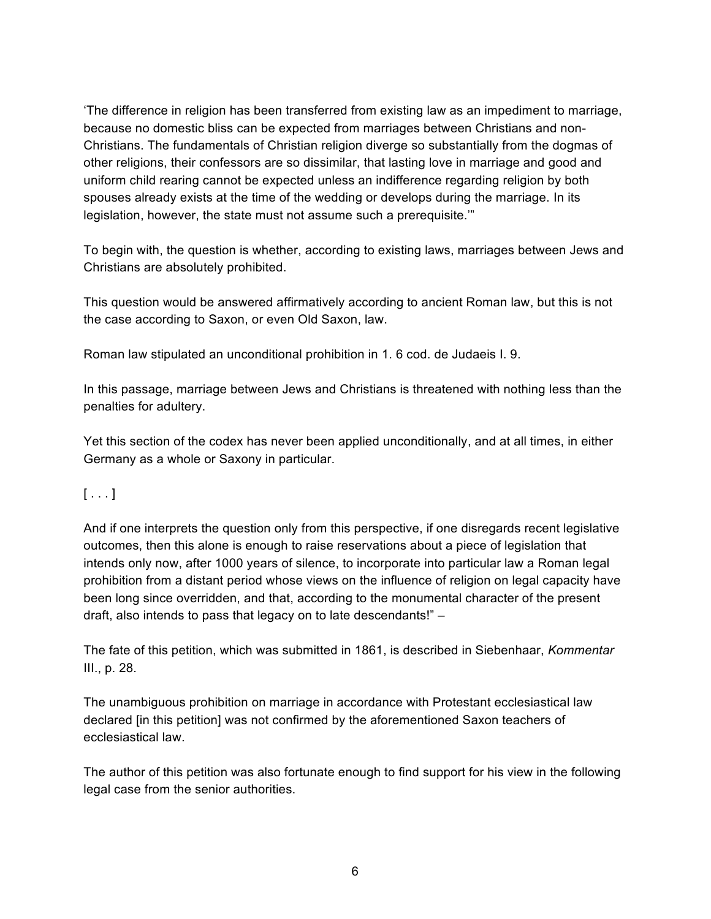‘The difference in religion has been transferred from existing law as an impediment to marriage, because no domestic bliss can be expected from marriages between Christians and non-Christians. The fundamentals of Christian religion diverge so substantially from the dogmas of other religions, their confessors are so dissimilar, that lasting love in marriage and good and uniform child rearing cannot be expected unless an indifference regarding religion by both spouses already exists at the time of the wedding or develops during the marriage. In its legislation, however, the state must not assume such a prerequisite.’”

To begin with, the question is whether, according to existing laws, marriages between Jews and Christians are absolutely prohibited.

This question would be answered affirmatively according to ancient Roman law, but this is not the case according to Saxon, or even Old Saxon, law.

Roman law stipulated an unconditional prohibition in 1. 6 cod. de Judaeis I. 9.

In this passage, marriage between Jews and Christians is threatened with nothing less than the penalties for adultery.

Yet this section of the codex has never been applied unconditionally, and at all times, in either Germany as a whole or Saxony in particular.

[ . . . ]

And if one interprets the question only from this perspective, if one disregards recent legislative outcomes, then this alone is enough to raise reservations about a piece of legislation that intends only now, after 1000 years of silence, to incorporate into particular law a Roman legal prohibition from a distant period whose views on the influence of religion on legal capacity have been long since overridden, and that, according to the monumental character of the present draft, also intends to pass that legacy on to late descendants!” –

The fate of this petition, which was submitted in 1861, is described in Siebenhaar, *Kommentar* III., p. 28.

The unambiguous prohibition on marriage in accordance with Protestant ecclesiastical law declared [in this petition] was not confirmed by the aforementioned Saxon teachers of ecclesiastical law.

The author of this petition was also fortunate enough to find support for his view in the following legal case from the senior authorities.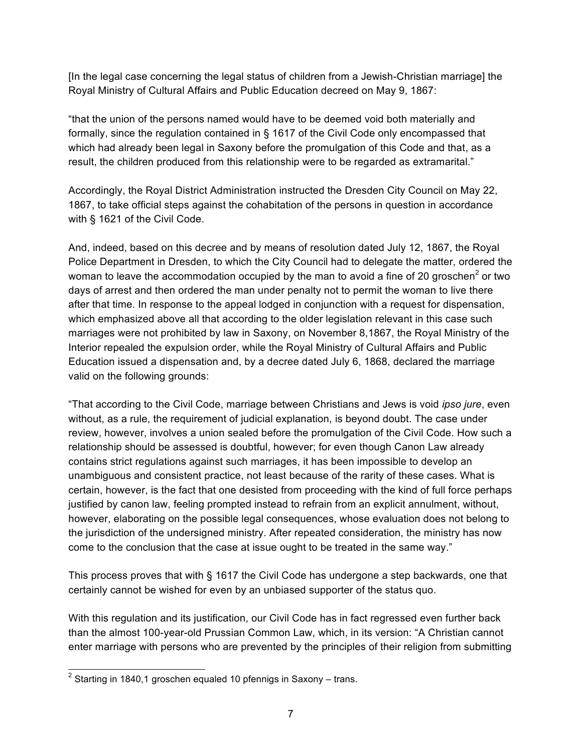[In the legal case concerning the legal status of children from a Jewish-Christian marriage] the Royal Ministry of Cultural Affairs and Public Education decreed on May 9, 1867:

"that the union of the persons named would have to be deemed void both materially and formally, since the regulation contained in § 1617 of the Civil Code only encompassed that which had already been legal in Saxony before the promulgation of this Code and that, as a result, the children produced from this relationship were to be regarded as extramarital."

Accordingly, the Royal District Administration instructed the Dresden City Council on May 22, 1867, to take official steps against the cohabitation of the persons in question in accordance with § 1621 of the Civil Code.

And, indeed, based on this decree and by means of resolution dated July 12, 1867, the Royal Police Department in Dresden, to which the City Council had to delegate the matter, ordered the woman to leave the accommodation occupied by the man to avoid a fine of 20 groschen[2] or two days of arrest and then ordered the man under penalty not to permit the woman to live there after that time. In response to the appeal lodged in conjunction with a request for dispensation, which emphasized above all that according to the older legislation relevant in this case such marriages were not prohibited by law in Saxony, on November 8,1867, the Royal Ministry of the Interior repealed the expulsion order, while the Royal Ministry of Cultural Affairs and Public Education issued a dispensation and, by a decree dated July 6, 1868, declared the marriage valid on the following grounds:

"That according to the Civil Code, marriage between Christians and Jews is void *ipso jure*, even without, as a rule, the requirement of judicial explanation, is beyond doubt. The case under review, however, involves a union sealed before the promulgation of the Civil Code. How such a relationship should be assessed is doubtful, however; for even though Canon Law already contains strict regulations against such marriages, it has been impossible to develop an unambiguous and consistent practice, not least because of the rarity of these cases. What is certain, however, is the fact that one desisted from proceeding with the kind of full force perhaps justified by canon law, feeling prompted instead to refrain from an explicit annulment, without, however, elaborating on the possible legal consequences, whose evaluation does not belong to the jurisdiction of the undersigned ministry. After repeated consideration, the ministry has now come to the conclusion that the case at issue ought to be treated in the same way."

This process proves that with § 1617 the Civil Code has undergone a step backwards, one that certainly cannot be wished for even by an unbiased supporter of the status quo.

With this regulation and its justification, our Civil Code has in fact regressed even further back than the almost 100-year-old Prussian Common Law, which, in its version: "A Christian cannot enter marriage with persons who are prevented by the principles of their religion from submitting

[2] Starting in 1840,1 groschen equaled 10 pfennigs in Saxony – trans.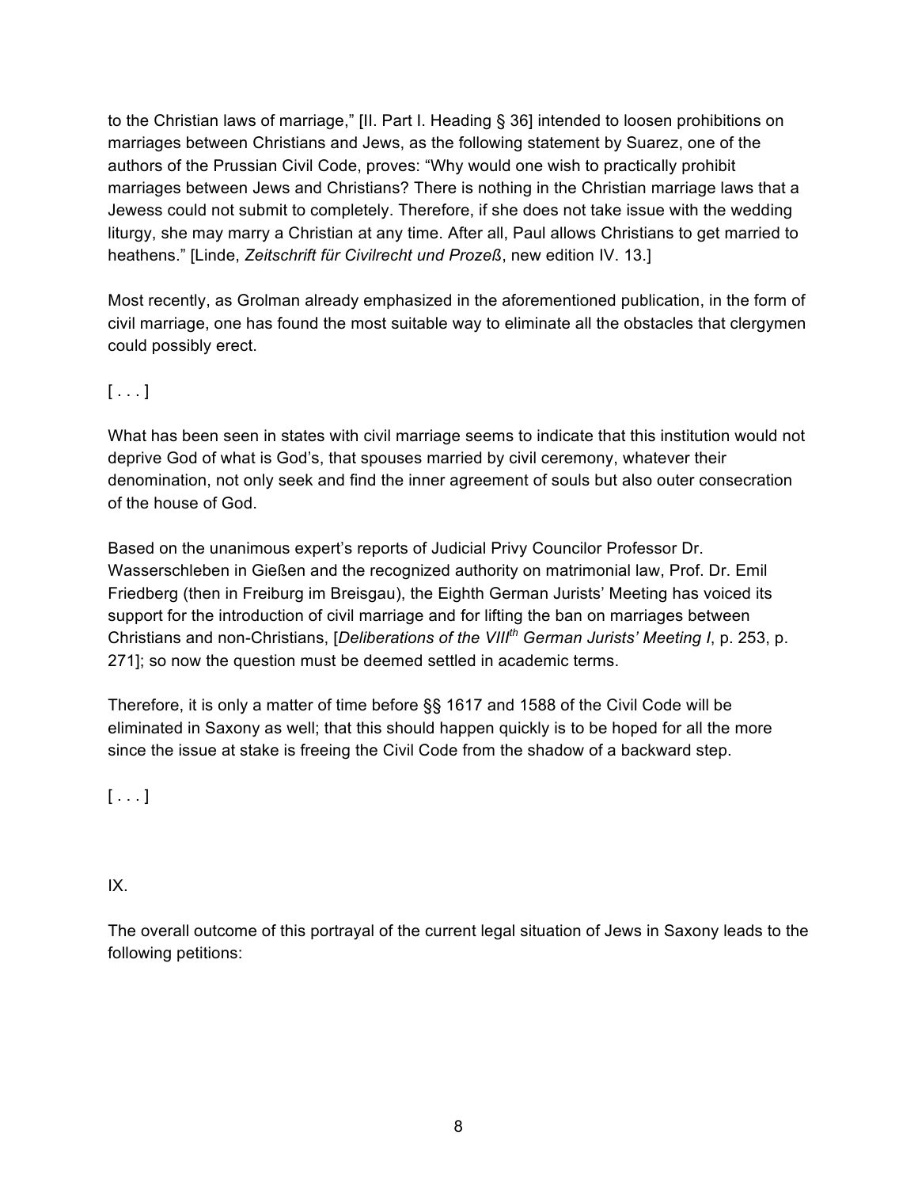to the Christian laws of marriage," [II. Part I. Heading § 36] intended to loosen prohibitions on marriages between Christians and Jews, as the following statement by Suarez, one of the authors of the Prussian Civil Code, proves: "Why would one wish to practically prohibit marriages between Jews and Christians? There is nothing in the Christian marriage laws that a Jewess could not submit to completely. Therefore, if she does not take issue with the wedding liturgy, she may marry a Christian at any time. After all, Paul allows Christians to get married to heathens." [Linde, *Zeitschrift für Civilrecht und Prozeß*, new edition IV. 13.]

Most recently, as Grolman already emphasized in the aforementioned publication, in the form of civil marriage, one has found the most suitable way to eliminate all the obstacles that clergymen could possibly erect.

[ . . . ]

What has been seen in states with civil marriage seems to indicate that this institution would not deprive God of what is God's, that spouses married by civil ceremony, whatever their denomination, not only seek and find the inner agreement of souls but also outer consecration of the house of God.

Based on the unanimous expert's reports of Judicial Privy Councilor Professor Dr. Wasserschleben in Gießen and the recognized authority on matrimonial law, Prof. Dr. Emil Friedberg (then in Freiburg im Breisgau), the Eighth German Jurists' Meeting has voiced its support for the introduction of civil marriage and for lifting the ban on marriages between Christians and non-Christians, [*Deliberations of the VIII*th *German Jurists' Meeting I*, p. 253, p. 271]; so now the question must be deemed settled in academic terms.

Therefore, it is only a matter of time before §§ 1617 and 1588 of the Civil Code will be eliminated in Saxony as well; that this should happen quickly is to be hoped for all the more since the issue at stake is freeing the Civil Code from the shadow of a backward step.

[ . . . ]

IX.

The overall outcome of this portrayal of the current legal situation of Jews in Saxony leads to the following petitions: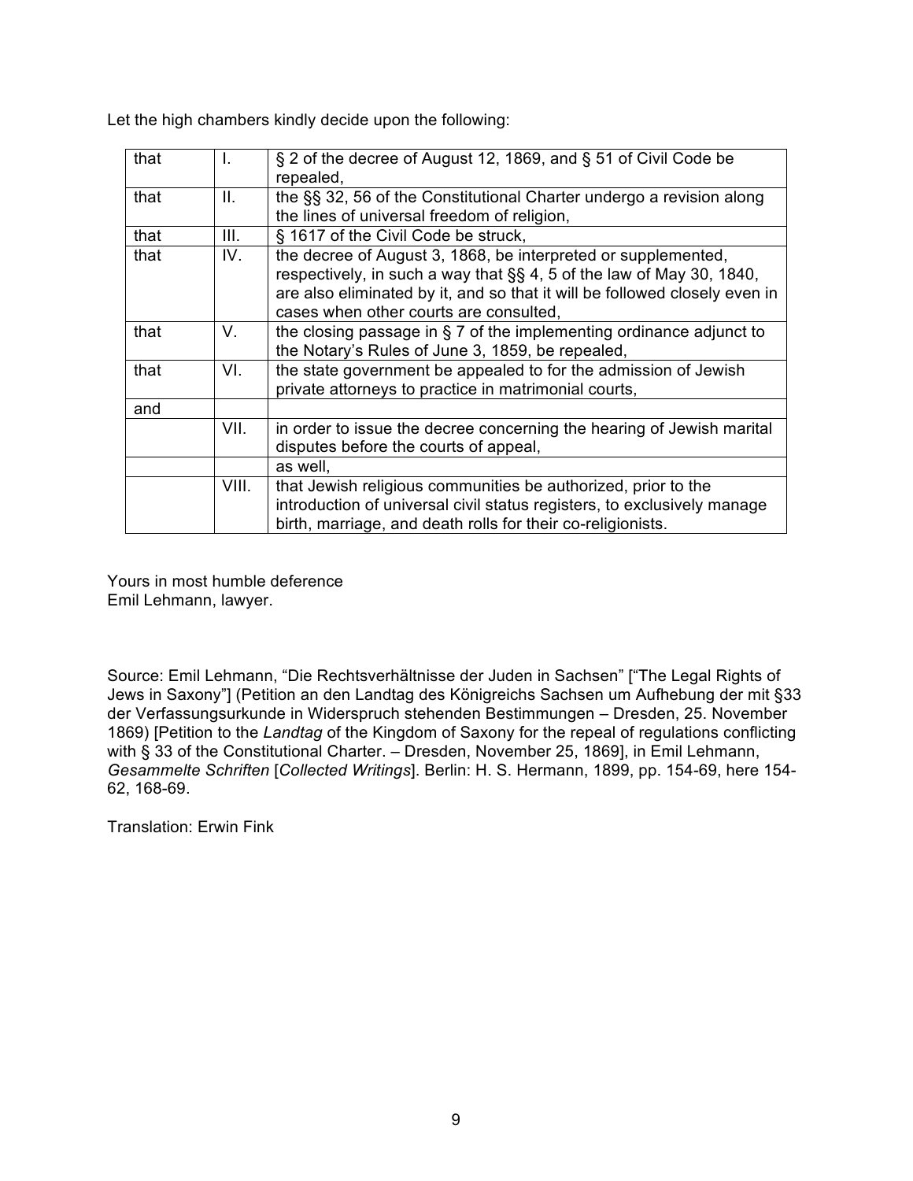Let the high chambers kindly decide upon the following:

| | | |
|---|---|---|
| that | I. | § 2 of the decree of August 12, 1869, and § 51 of Civil Code be repealed, |
| that | II. | the §§ 32, 56 of the Constitutional Charter undergo a revision along the lines of universal freedom of religion, |
| that | III. | § 1617 of the Civil Code be struck, |
| that | IV. | the decree of August 3, 1868, be interpreted or supplemented, respectively, in such a way that §§ 4, 5 of the law of May 30, 1840, are also eliminated by it, and so that it will be followed closely even in cases when other courts are consulted, |
| that | V. | the closing passage in § 7 of the implementing ordinance adjunct to the Notary's Rules of June 3, 1859, be repealed, |
| that | VI. | the state government be appealed to for the admission of Jewish private attorneys to practice in matrimonial courts, |
| and | | |
| | VII. | in order to issue the decree concerning the hearing of Jewish marital disputes before the courts of appeal, |
| | | as well, |
| | VIII. | that Jewish religious communities be authorized, prior to the introduction of universal civil status registers, to exclusively manage birth, marriage, and death rolls for their co-religionists. |

Yours in most humble deference
Emil Lehmann, lawyer.

Source: Emil Lehmann, "Die Rechtsverhältnisse der Juden in Sachsen" ["The Legal Rights of Jews in Saxony"] (Petition an den Landtag des Königreichs Sachsen um Aufhebung der mit §33 der Verfassungsurkunde in Widerspruch stehenden Bestimmungen – Dresden, 25. November 1869) [Petition to the *Landtag* of the Kingdom of Saxony for the repeal of regulations conflicting with § 33 of the Constitutional Charter. – Dresden, November 25, 1869], in Emil Lehmann, *Gesammelte Schriften* [*Collected Writings*]. Berlin: H. S. Hermann, 1899, pp. 154-69, here 154-62, 168-69.

Translation: Erwin Fink